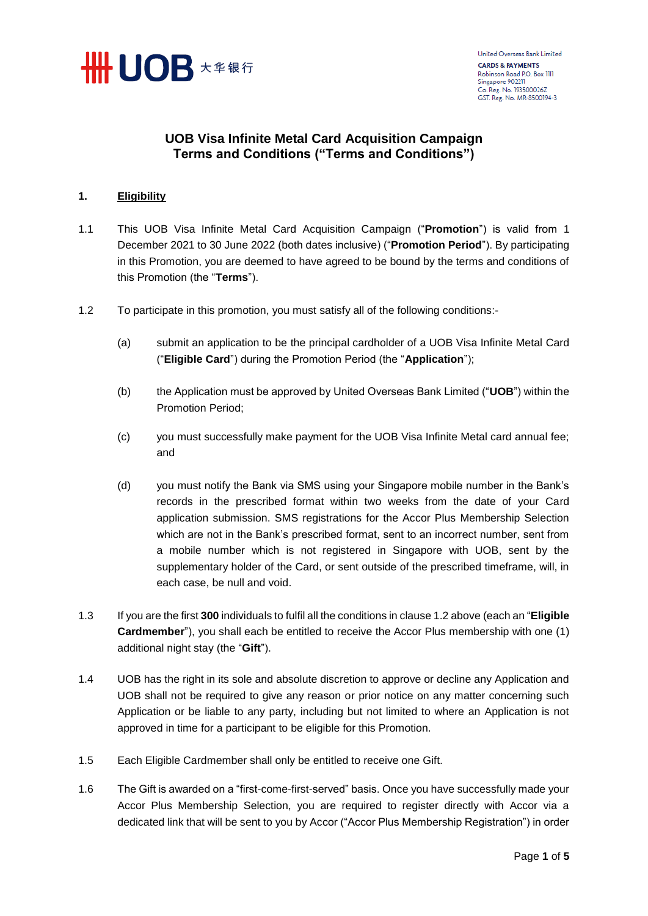United Overseas Bank Limited
**CARDS & PAYMENTS**
Robinson Road P.O. Box 1111
Singapore 902211
Co. Reg. No. 193500026Z
GST. Reg. No. MR-8500194-3

# UOB Visa Infinite Metal Card Acquisition Campaign Terms and Conditions ("Terms and Conditions")

## 1. Eligibility

1.1 This UOB Visa Infinite Metal Card Acquisition Campaign ("**Promotion**") is valid from 1 December 2021 to 30 June 2022 (both dates inclusive) ("**Promotion Period**"). By participating in this Promotion, you are deemed to have agreed to be bound by the terms and conditions of this Promotion (the "**Terms**").

1.2 To participate in this promotion, you must satisfy all of the following conditions:-

(a) submit an application to be the principal cardholder of a UOB Visa Infinite Metal Card ("**Eligible Card**") during the Promotion Period (the "**Application**");

(b) the Application must be approved by United Overseas Bank Limited ("**UOB**") within the Promotion Period;

(c) you must successfully make payment for the UOB Visa Infinite Metal card annual fee; and

(d) you must notify the Bank via SMS using your Singapore mobile number in the Bank's records in the prescribed format within two weeks from the date of your Card application submission. SMS registrations for the Accor Plus Membership Selection which are not in the Bank's prescribed format, sent to an incorrect number, sent from a mobile number which is not registered in Singapore with UOB, sent by the supplementary holder of the Card, or sent outside of the prescribed timeframe, will, in each case, be null and void.

1.3 If you are the first **300** individuals to fulfil all the conditions in clause 1.2 above (each an "**Eligible Cardmember**"), you shall each be entitled to receive the Accor Plus membership with one (1) additional night stay (the "**Gift**").

1.4 UOB has the right in its sole and absolute discretion to approve or decline any Application and UOB shall not be required to give any reason or prior notice on any matter concerning such Application or be liable to any party, including but not limited to where an Application is not approved in time for a participant to be eligible for this Promotion.

1.5 Each Eligible Cardmember shall only be entitled to receive one Gift.

1.6 The Gift is awarded on a "first-come-first-served" basis. Once you have successfully made your Accor Plus Membership Selection, you are required to register directly with Accor via a dedicated link that will be sent to you by Accor ("Accor Plus Membership Registration") in order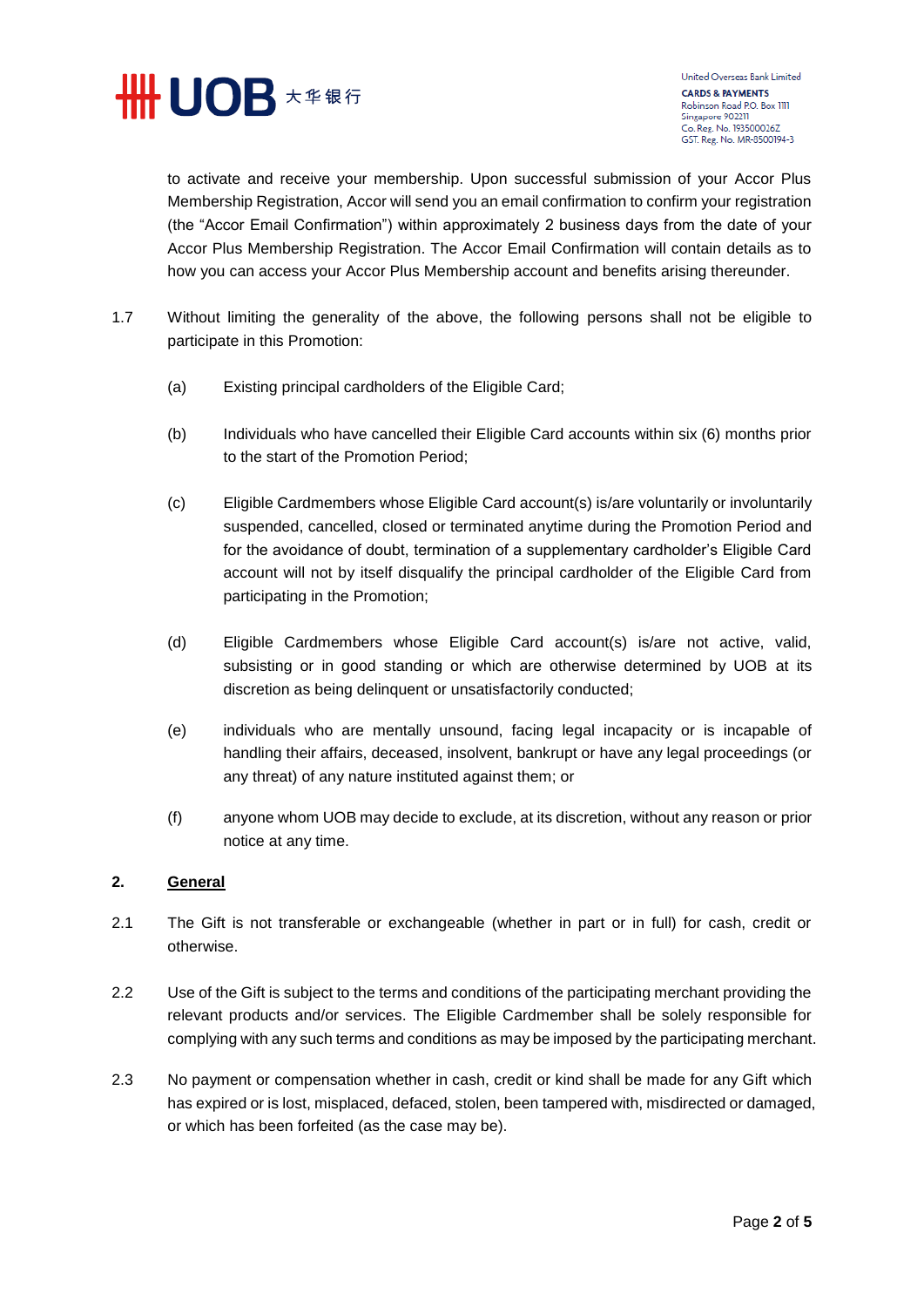to activate and receive your membership. Upon successful submission of your Accor Plus Membership Registration, Accor will send you an email confirmation to confirm your registration (the "Accor Email Confirmation") within approximately 2 business days from the date of your Accor Plus Membership Registration. The Accor Email Confirmation will contain details as to how you can access your Accor Plus Membership account and benefits arising thereunder.

1.7 Without limiting the generality of the above, the following persons shall not be eligible to participate in this Promotion:

(a) Existing principal cardholders of the Eligible Card;

(b) Individuals who have cancelled their Eligible Card accounts within six (6) months prior to the start of the Promotion Period;

(c) Eligible Cardmembers whose Eligible Card account(s) is/are voluntarily or involuntarily suspended, cancelled, closed or terminated anytime during the Promotion Period and for the avoidance of doubt, termination of a supplementary cardholder's Eligible Card account will not by itself disqualify the principal cardholder of the Eligible Card from participating in the Promotion;

(d) Eligible Cardmembers whose Eligible Card account(s) is/are not active, valid, subsisting or in good standing or which are otherwise determined by UOB at its discretion as being delinquent or unsatisfactorily conducted;

(e) individuals who are mentally unsound, facing legal incapacity or is incapable of handling their affairs, deceased, insolvent, bankrupt or have any legal proceedings (or any threat) of any nature instituted against them; or

(f) anyone whom UOB may decide to exclude, at its discretion, without any reason or prior notice at any time.

## 2. General

2.1 The Gift is not transferable or exchangeable (whether in part or in full) for cash, credit or otherwise.

2.2 Use of the Gift is subject to the terms and conditions of the participating merchant providing the relevant products and/or services. The Eligible Cardmember shall be solely responsible for complying with any such terms and conditions as may be imposed by the participating merchant.

2.3 No payment or compensation whether in cash, credit or kind shall be made for any Gift which has expired or is lost, misplaced, defaced, stolen, been tampered with, misdirected or damaged, or which has been forfeited (as the case may be).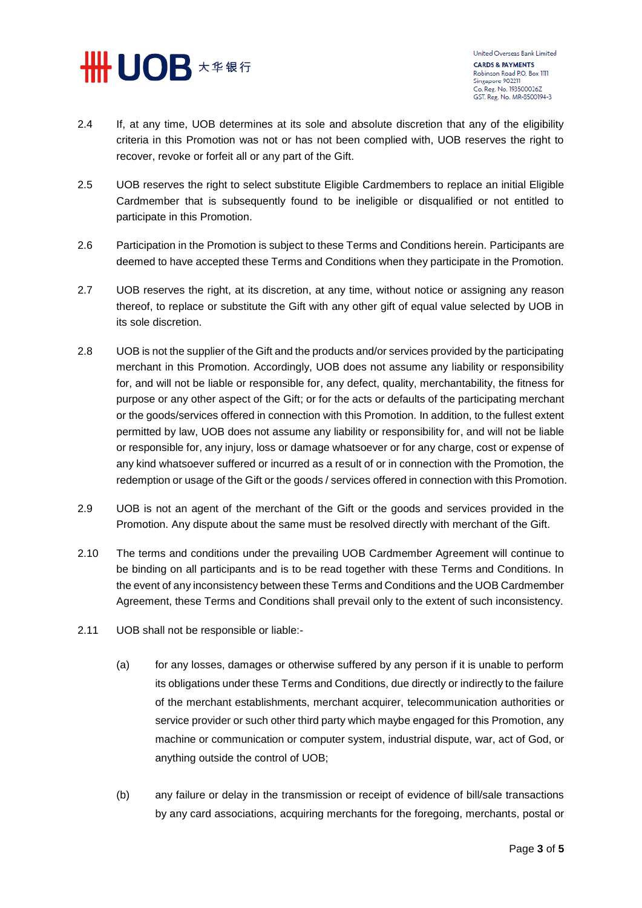2.4 If, at any time, UOB determines at its sole and absolute discretion that any of the eligibility criteria in this Promotion was not or has not been complied with, UOB reserves the right to recover, revoke or forfeit all or any part of the Gift.

2.5 UOB reserves the right to select substitute Eligible Cardmembers to replace an initial Eligible Cardmember that is subsequently found to be ineligible or disqualified or not entitled to participate in this Promotion.

2.6 Participation in the Promotion is subject to these Terms and Conditions herein. Participants are deemed to have accepted these Terms and Conditions when they participate in the Promotion.

2.7 UOB reserves the right, at its discretion, at any time, without notice or assigning any reason thereof, to replace or substitute the Gift with any other gift of equal value selected by UOB in its sole discretion.

2.8 UOB is not the supplier of the Gift and the products and/or services provided by the participating merchant in this Promotion. Accordingly, UOB does not assume any liability or responsibility for, and will not be liable or responsible for, any defect, quality, merchantability, the fitness for purpose or any other aspect of the Gift; or for the acts or defaults of the participating merchant or the goods/services offered in connection with this Promotion. In addition, to the fullest extent permitted by law, UOB does not assume any liability or responsibility for, and will not be liable or responsible for, any injury, loss or damage whatsoever or for any charge, cost or expense of any kind whatsoever suffered or incurred as a result of or in connection with the Promotion, the redemption or usage of the Gift or the goods / services offered in connection with this Promotion.

2.9 UOB is not an agent of the merchant of the Gift or the goods and services provided in the Promotion. Any dispute about the same must be resolved directly with merchant of the Gift.

2.10 The terms and conditions under the prevailing UOB Cardmember Agreement will continue to be binding on all participants and is to be read together with these Terms and Conditions. In the event of any inconsistency between these Terms and Conditions and the UOB Cardmember Agreement, these Terms and Conditions shall prevail only to the extent of such inconsistency.

2.11 UOB shall not be responsible or liable:-

(a) for any losses, damages or otherwise suffered by any person if it is unable to perform its obligations under these Terms and Conditions, due directly or indirectly to the failure of the merchant establishments, merchant acquirer, telecommunication authorities or service provider or such other third party which maybe engaged for this Promotion, any machine or communication or computer system, industrial dispute, war, act of God, or anything outside the control of UOB;

(b) any failure or delay in the transmission or receipt of evidence of bill/sale transactions by any card associations, acquiring merchants for the foregoing, merchants, postal or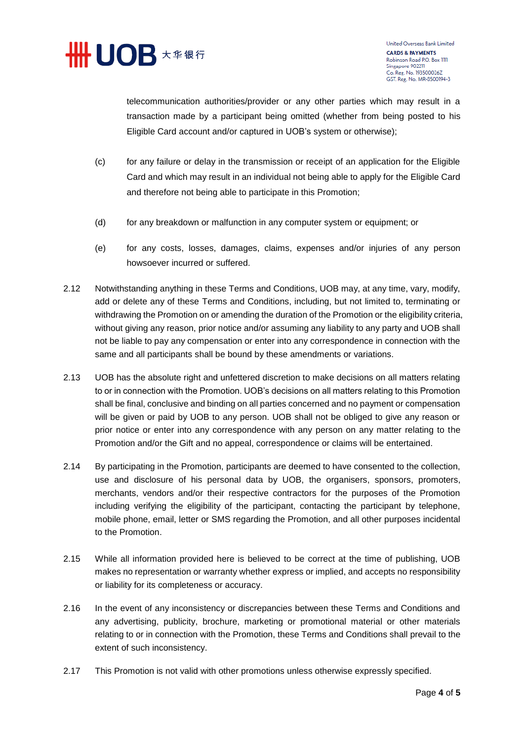telecommunication authorities/provider or any other parties which may result in a transaction made by a participant being omitted (whether from being posted to his Eligible Card account and/or captured in UOB's system or otherwise);

(c) for any failure or delay in the transmission or receipt of an application for the Eligible Card and which may result in an individual not being able to apply for the Eligible Card and therefore not being able to participate in this Promotion;

(d) for any breakdown or malfunction in any computer system or equipment; or

(e) for any costs, losses, damages, claims, expenses and/or injuries of any person howsoever incurred or suffered.

2.12 Notwithstanding anything in these Terms and Conditions, UOB may, at any time, vary, modify, add or delete any of these Terms and Conditions, including, but not limited to, terminating or withdrawing the Promotion on or amending the duration of the Promotion or the eligibility criteria, without giving any reason, prior notice and/or assuming any liability to any party and UOB shall not be liable to pay any compensation or enter into any correspondence in connection with the same and all participants shall be bound by these amendments or variations.

2.13 UOB has the absolute right and unfettered discretion to make decisions on all matters relating to or in connection with the Promotion. UOB's decisions on all matters relating to this Promotion shall be final, conclusive and binding on all parties concerned and no payment or compensation will be given or paid by UOB to any person. UOB shall not be obliged to give any reason or prior notice or enter into any correspondence with any person on any matter relating to the Promotion and/or the Gift and no appeal, correspondence or claims will be entertained.

2.14 By participating in the Promotion, participants are deemed to have consented to the collection, use and disclosure of his personal data by UOB, the organisers, sponsors, promoters, merchants, vendors and/or their respective contractors for the purposes of the Promotion including verifying the eligibility of the participant, contacting the participant by telephone, mobile phone, email, letter or SMS regarding the Promotion, and all other purposes incidental to the Promotion.

2.15 While all information provided here is believed to be correct at the time of publishing, UOB makes no representation or warranty whether express or implied, and accepts no responsibility or liability for its completeness or accuracy.

2.16 In the event of any inconsistency or discrepancies between these Terms and Conditions and any advertising, publicity, brochure, marketing or promotional material or other materials relating to or in connection with the Promotion, these Terms and Conditions shall prevail to the extent of such inconsistency.

2.17 This Promotion is not valid with other promotions unless otherwise expressly specified.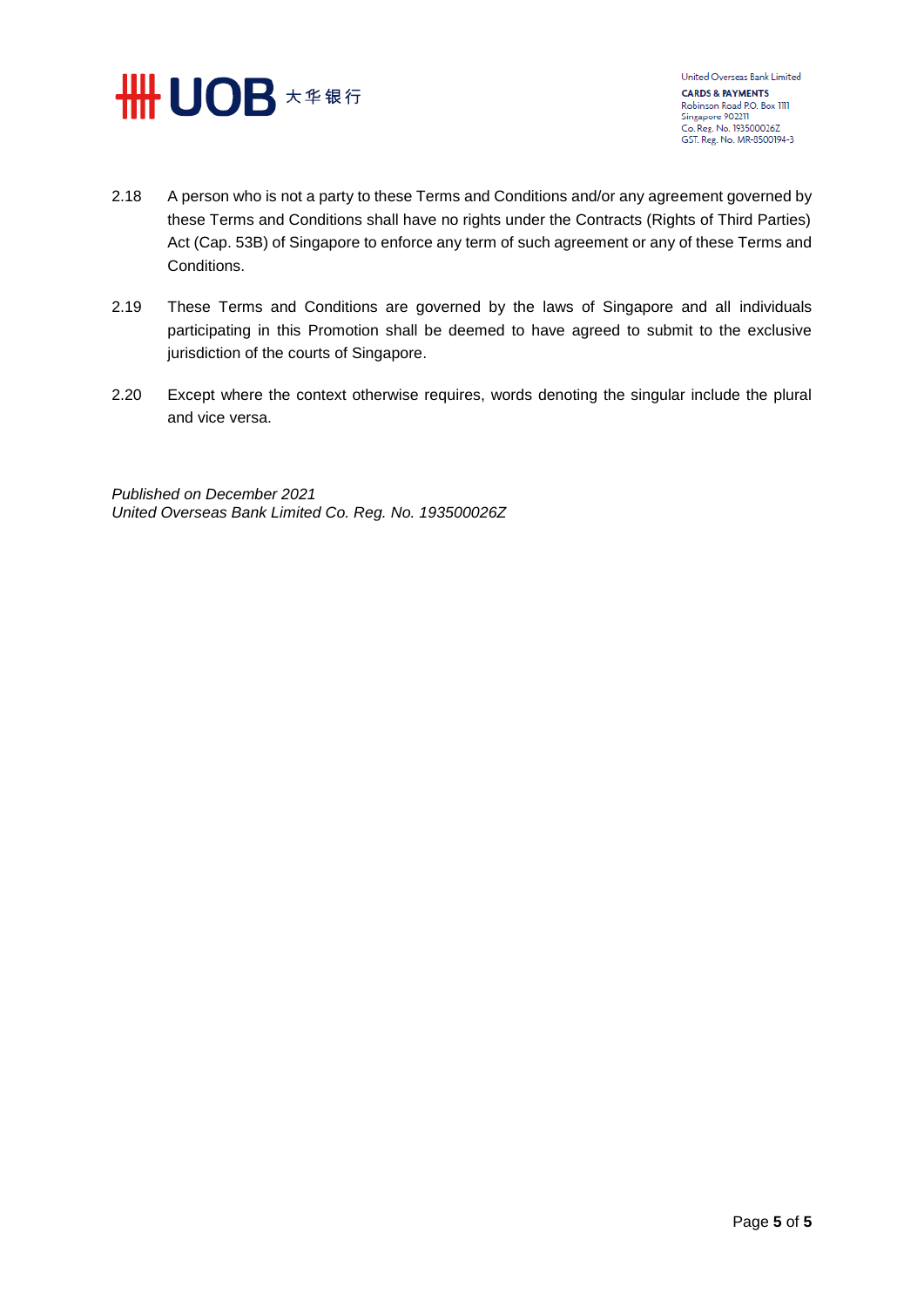2.18 A person who is not a party to these Terms and Conditions and/or any agreement governed by these Terms and Conditions shall have no rights under the Contracts (Rights of Third Parties) Act (Cap. 53B) of Singapore to enforce any term of such agreement or any of these Terms and Conditions.

2.19 These Terms and Conditions are governed by the laws of Singapore and all individuals participating in this Promotion shall be deemed to have agreed to submit to the exclusive jurisdiction of the courts of Singapore.

2.20 Except where the context otherwise requires, words denoting the singular include the plural and vice versa.

*Published on December 2021*
*United Overseas Bank Limited Co. Reg. No. 193500026Z*